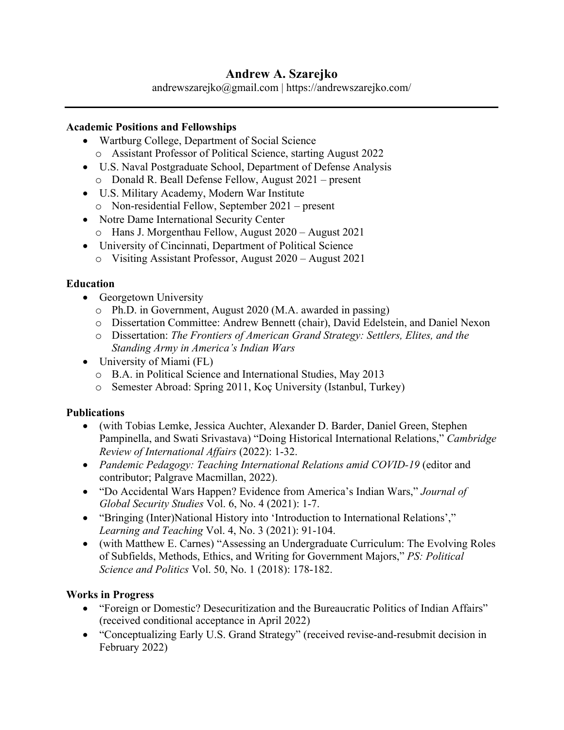# Andrew A. Szarejko

andrewszarejko@gmail.com | https://andrewszarejko.com/

---

**Academic Positions and Fellowships**

- Wartburg College, Department of Social Science
  - Assistant Professor of Political Science, starting August 2022
- U.S. Naval Postgraduate School, Department of Defense Analysis
  - Donald R. Beall Defense Fellow, August 2021 – present
- U.S. Military Academy, Modern War Institute
  - Non-residential Fellow, September 2021 – present
- Notre Dame International Security Center
  - Hans J. Morgenthau Fellow, August 2020 – August 2021
- University of Cincinnati, Department of Political Science
  - Visiting Assistant Professor, August 2020 – August 2021

**Education**

- Georgetown University
  - Ph.D. in Government, August 2020 (M.A. awarded in passing)
  - Dissertation Committee: Andrew Bennett (chair), David Edelstein, and Daniel Nexon
  - Dissertation: *The Frontiers of American Grand Strategy: Settlers, Elites, and the Standing Army in America's Indian Wars*
- University of Miami (FL)
  - B.A. in Political Science and International Studies, May 2013
  - Semester Abroad: Spring 2011, Koç University (Istanbul, Turkey)

**Publications**

- (with Tobias Lemke, Jessica Auchter, Alexander D. Barder, Daniel Green, Stephen Pampinella, and Swati Srivastava) "Doing Historical International Relations," *Cambridge Review of International Affairs* (2022): 1-32.
- *Pandemic Pedagogy: Teaching International Relations amid COVID-19* (editor and contributor; Palgrave Macmillan, 2022).
- "Do Accidental Wars Happen? Evidence from America's Indian Wars," *Journal of Global Security Studies* Vol. 6, No. 4 (2021): 1-7.
- "Bringing (Inter)National History into 'Introduction to International Relations'," *Learning and Teaching* Vol. 4, No. 3 (2021): 91-104.
- (with Matthew E. Carnes) "Assessing an Undergraduate Curriculum: The Evolving Roles of Subfields, Methods, Ethics, and Writing for Government Majors," *PS: Political Science and Politics* Vol. 50, No. 1 (2018): 178-182.

**Works in Progress**

- "Foreign or Domestic? Desecuritization and the Bureaucratic Politics of Indian Affairs" (received conditional acceptance in April 2022)
- "Conceptualizing Early U.S. Grand Strategy" (received revise-and-resubmit decision in February 2022)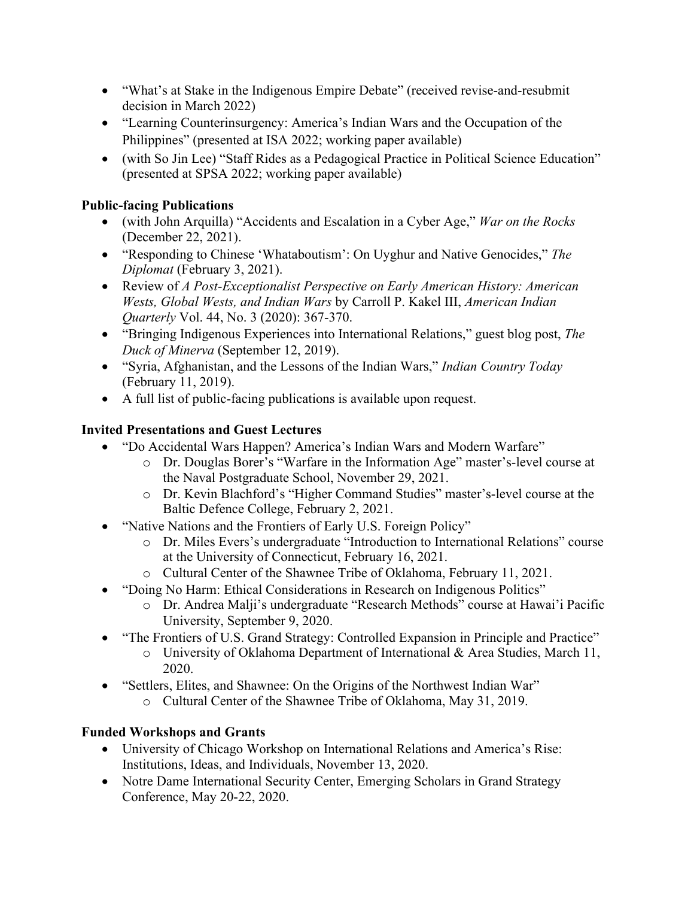- "What's at Stake in the Indigenous Empire Debate" (received revise-and-resubmit decision in March 2022)
- "Learning Counterinsurgency: America's Indian Wars and the Occupation of the Philippines" (presented at ISA 2022; working paper available)
- (with So Jin Lee) "Staff Rides as a Pedagogical Practice in Political Science Education" (presented at SPSA 2022; working paper available)

**Public-facing Publications**

- (with John Arquilla) "Accidents and Escalation in a Cyber Age," *War on the Rocks* (December 22, 2021).
- "Responding to Chinese 'Whataboutism': On Uyghur and Native Genocides," *The Diplomat* (February 3, 2021).
- Review of *A Post-Exceptionalist Perspective on Early American History: American Wests, Global Wests, and Indian Wars* by Carroll P. Kakel III, *American Indian Quarterly* Vol. 44, No. 3 (2020): 367-370.
- "Bringing Indigenous Experiences into International Relations," guest blog post, *The Duck of Minerva* (September 12, 2019).
- "Syria, Afghanistan, and the Lessons of the Indian Wars," *Indian Country Today* (February 11, 2019).
- A full list of public-facing publications is available upon request.

**Invited Presentations and Guest Lectures**

- "Do Accidental Wars Happen? America's Indian Wars and Modern Warfare"
  - Dr. Douglas Borer's "Warfare in the Information Age" master's-level course at the Naval Postgraduate School, November 29, 2021.
  - Dr. Kevin Blachford's "Higher Command Studies" master's-level course at the Baltic Defence College, February 2, 2021.
- "Native Nations and the Frontiers of Early U.S. Foreign Policy"
  - Dr. Miles Evers's undergraduate "Introduction to International Relations" course at the University of Connecticut, February 16, 2021.
  - Cultural Center of the Shawnee Tribe of Oklahoma, February 11, 2021.
- "Doing No Harm: Ethical Considerations in Research on Indigenous Politics"
  - Dr. Andrea Malji's undergraduate "Research Methods" course at Hawai'i Pacific University, September 9, 2020.
- "The Frontiers of U.S. Grand Strategy: Controlled Expansion in Principle and Practice"
  - University of Oklahoma Department of International & Area Studies, March 11, 2020.
- "Settlers, Elites, and Shawnee: On the Origins of the Northwest Indian War"
  - Cultural Center of the Shawnee Tribe of Oklahoma, May 31, 2019.

**Funded Workshops and Grants**

- University of Chicago Workshop on International Relations and America's Rise: Institutions, Ideas, and Individuals, November 13, 2020.
- Notre Dame International Security Center, Emerging Scholars in Grand Strategy Conference, May 20-22, 2020.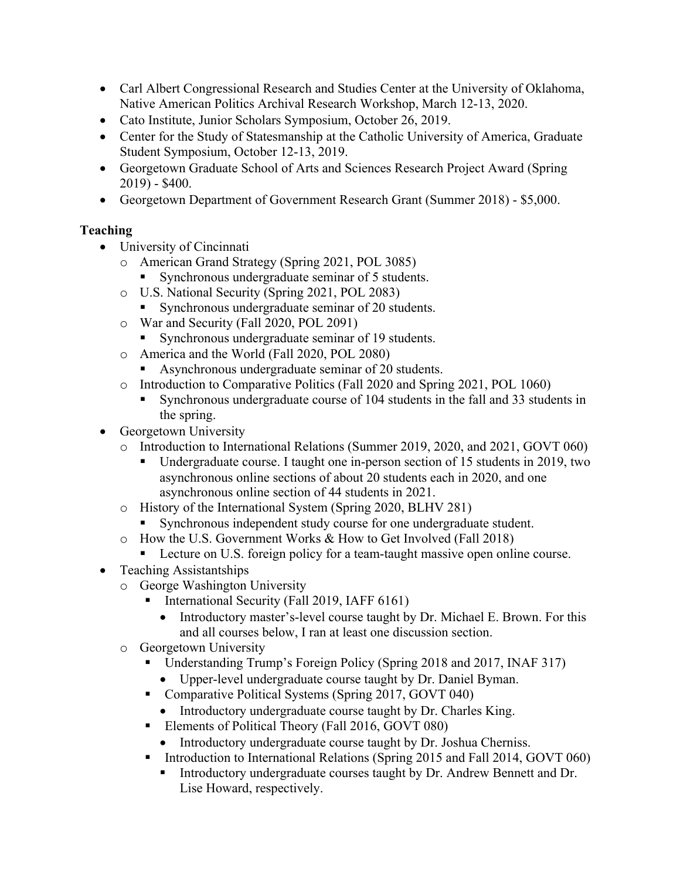- Carl Albert Congressional Research and Studies Center at the University of Oklahoma, Native American Politics Archival Research Workshop, March 12-13, 2020.
- Cato Institute, Junior Scholars Symposium, October 26, 2019.
- Center for the Study of Statesmanship at the Catholic University of America, Graduate Student Symposium, October 12-13, 2019.
- Georgetown Graduate School of Arts and Sciences Research Project Award (Spring 2019) - $400.
- Georgetown Department of Government Research Grant (Summer 2018) - $5,000.

**Teaching**

- University of Cincinnati
  - American Grand Strategy (Spring 2021, POL 3085)
    - Synchronous undergraduate seminar of 5 students.
  - U.S. National Security (Spring 2021, POL 2083)
    - Synchronous undergraduate seminar of 20 students.
  - War and Security (Fall 2020, POL 2091)
    - Synchronous undergraduate seminar of 19 students.
  - America and the World (Fall 2020, POL 2080)
    - Asynchronous undergraduate seminar of 20 students.
  - Introduction to Comparative Politics (Fall 2020 and Spring 2021, POL 1060)
    - Synchronous undergraduate course of 104 students in the fall and 33 students in the spring.
- Georgetown University
  - Introduction to International Relations (Summer 2019, 2020, and 2021, GOVT 060)
    - Undergraduate course. I taught one in-person section of 15 students in 2019, two asynchronous online sections of about 20 students each in 2020, and one asynchronous online section of 44 students in 2021.
  - History of the International System (Spring 2020, BLHV 281)
    - Synchronous independent study course for one undergraduate student.
  - How the U.S. Government Works & How to Get Involved (Fall 2018)
    - Lecture on U.S. foreign policy for a team-taught massive open online course.
- Teaching Assistantships
  - George Washington University
    - International Security (Fall 2019, IAFF 6161)
      - Introductory master's-level course taught by Dr. Michael E. Brown. For this and all courses below, I ran at least one discussion section.
  - Georgetown University
    - Understanding Trump's Foreign Policy (Spring 2018 and 2017, INAF 317)
      - Upper-level undergraduate course taught by Dr. Daniel Byman.
    - Comparative Political Systems (Spring 2017, GOVT 040)
      - Introductory undergraduate course taught by Dr. Charles King.
    - Elements of Political Theory (Fall 2016, GOVT 080)
      - Introductory undergraduate course taught by Dr. Joshua Cherniss.
    - Introduction to International Relations (Spring 2015 and Fall 2014, GOVT 060)
      - Introductory undergraduate courses taught by Dr. Andrew Bennett and Dr. Lise Howard, respectively.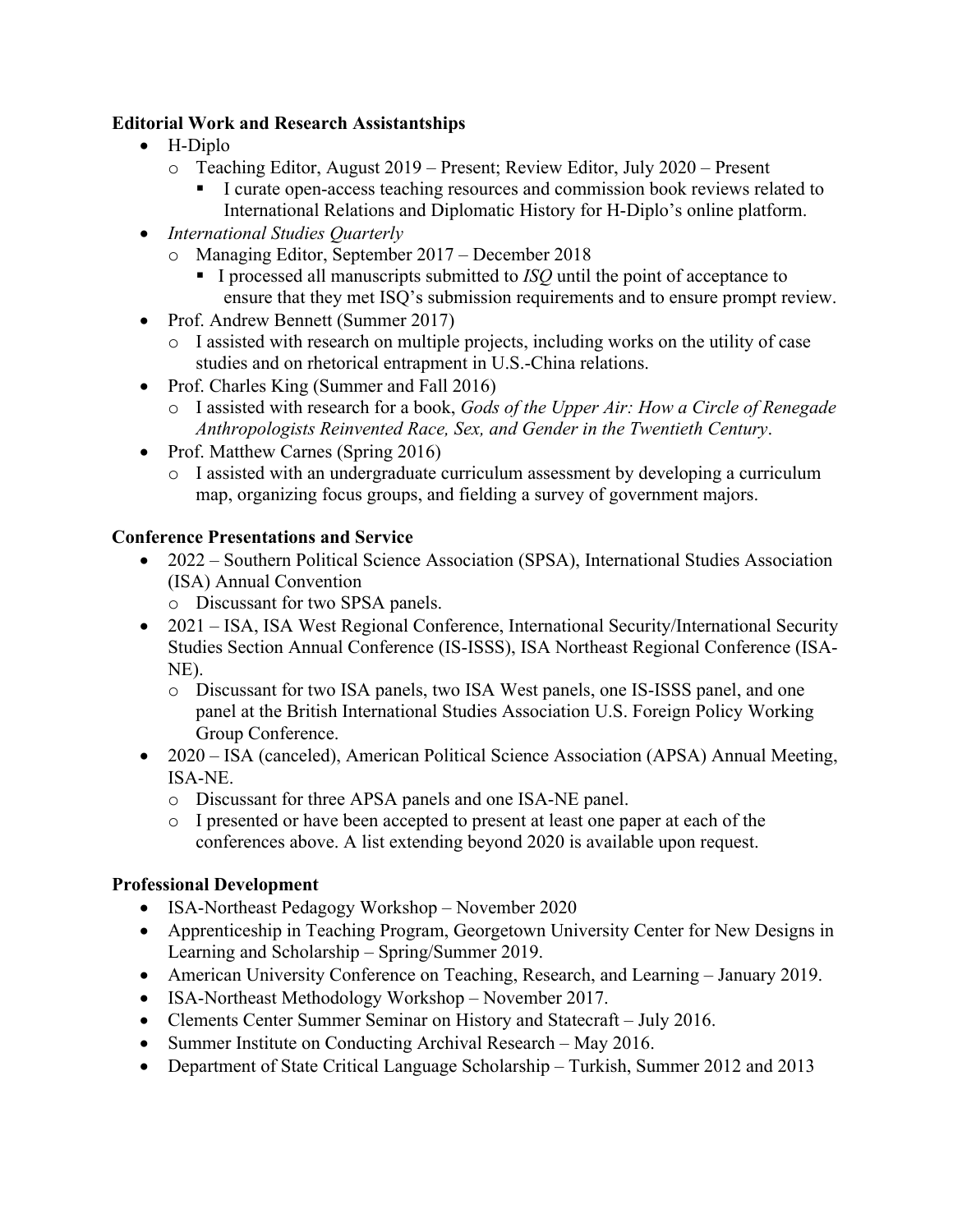**Editorial Work and Research Assistantships**

- H-Diplo
  - Teaching Editor, August 2019 – Present; Review Editor, July 2020 – Present
    - I curate open-access teaching resources and commission book reviews related to International Relations and Diplomatic History for H-Diplo's online platform.
- *International Studies Quarterly*
  - Managing Editor, September 2017 – December 2018
    - I processed all manuscripts submitted to *ISQ* until the point of acceptance to ensure that they met ISQ's submission requirements and to ensure prompt review.
- Prof. Andrew Bennett (Summer 2017)
  - I assisted with research on multiple projects, including works on the utility of case studies and on rhetorical entrapment in U.S.-China relations.
- Prof. Charles King (Summer and Fall 2016)
  - I assisted with research for a book, *Gods of the Upper Air: How a Circle of Renegade Anthropologists Reinvented Race, Sex, and Gender in the Twentieth Century*.
- Prof. Matthew Carnes (Spring 2016)
  - I assisted with an undergraduate curriculum assessment by developing a curriculum map, organizing focus groups, and fielding a survey of government majors.

**Conference Presentations and Service**

- 2022 – Southern Political Science Association (SPSA), International Studies Association (ISA) Annual Convention
  - Discussant for two SPSA panels.
- 2021 – ISA, ISA West Regional Conference, International Security/International Security Studies Section Annual Conference (IS-ISSS), ISA Northeast Regional Conference (ISA-NE).
  - Discussant for two ISA panels, two ISA West panels, one IS-ISSS panel, and one panel at the British International Studies Association U.S. Foreign Policy Working Group Conference.
- 2020 – ISA (canceled), American Political Science Association (APSA) Annual Meeting, ISA-NE.
  - Discussant for three APSA panels and one ISA-NE panel.
  - I presented or have been accepted to present at least one paper at each of the conferences above. A list extending beyond 2020 is available upon request.

**Professional Development**

- ISA-Northeast Pedagogy Workshop – November 2020
- Apprenticeship in Teaching Program, Georgetown University Center for New Designs in Learning and Scholarship – Spring/Summer 2019.
- American University Conference on Teaching, Research, and Learning – January 2019.
- ISA-Northeast Methodology Workshop – November 2017.
- Clements Center Summer Seminar on History and Statecraft – July 2016.
- Summer Institute on Conducting Archival Research – May 2016.
- Department of State Critical Language Scholarship – Turkish, Summer 2012 and 2013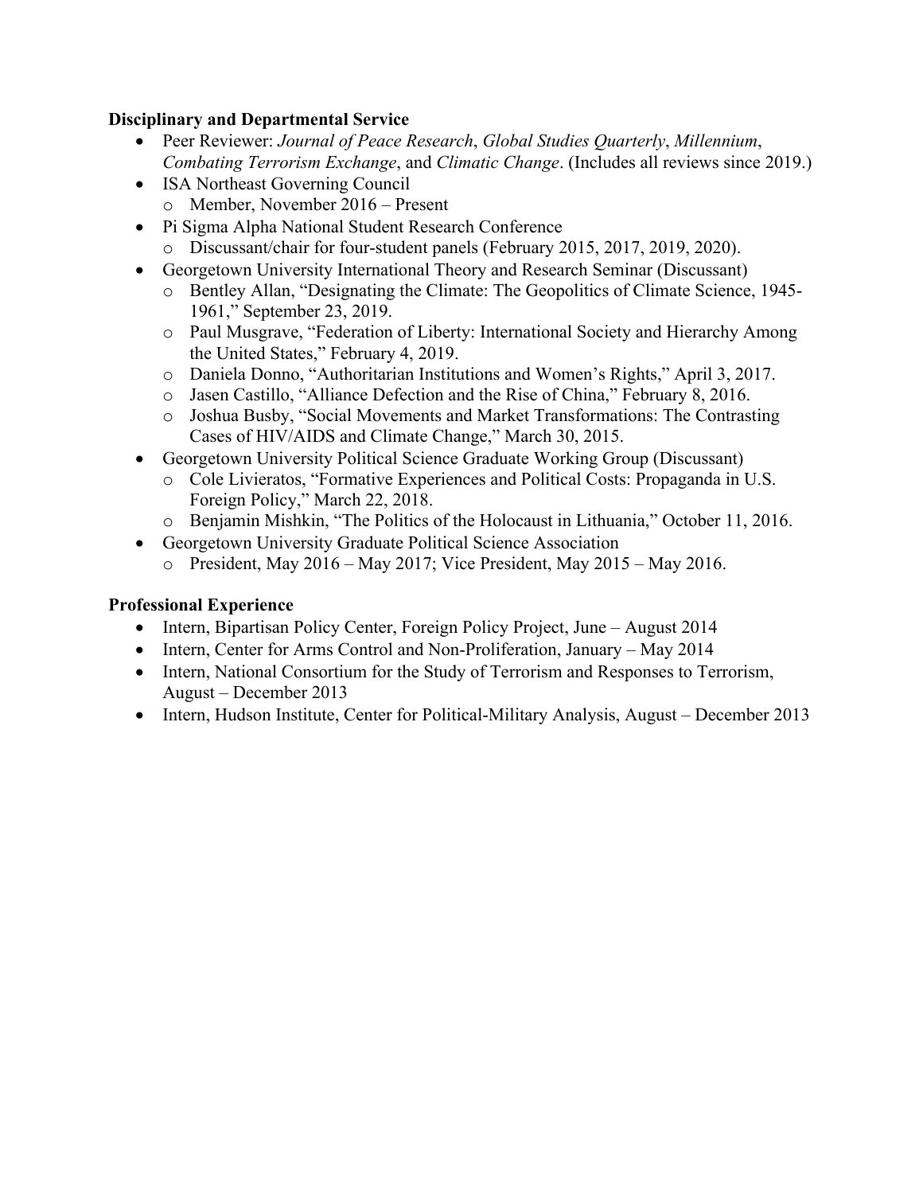**Disciplinary and Departmental Service**

- Peer Reviewer: *Journal of Peace Research*, *Global Studies Quarterly*, *Millennium*, *Combating Terrorism Exchange*, and *Climatic Change*. (Includes all reviews since 2019.)
- ISA Northeast Governing Council
    - Member, November 2016 – Present
- Pi Sigma Alpha National Student Research Conference
    - Discussant/chair for four-student panels (February 2015, 2017, 2019, 2020).
- Georgetown University International Theory and Research Seminar (Discussant)
    - Bentley Allan, "Designating the Climate: The Geopolitics of Climate Science, 1945-1961," September 23, 2019.
    - Paul Musgrave, "Federation of Liberty: International Society and Hierarchy Among the United States," February 4, 2019.
    - Daniela Donno, "Authoritarian Institutions and Women's Rights," April 3, 2017.
    - Jasen Castillo, "Alliance Defection and the Rise of China," February 8, 2016.
    - Joshua Busby, "Social Movements and Market Transformations: The Contrasting Cases of HIV/AIDS and Climate Change," March 30, 2015.
- Georgetown University Political Science Graduate Working Group (Discussant)
    - Cole Livieratos, "Formative Experiences and Political Costs: Propaganda in U.S. Foreign Policy," March 22, 2018.
    - Benjamin Mishkin, "The Politics of the Holocaust in Lithuania," October 11, 2016.
- Georgetown University Graduate Political Science Association
    - President, May 2016 – May 2017; Vice President, May 2015 – May 2016.

**Professional Experience**

- Intern, Bipartisan Policy Center, Foreign Policy Project, June – August 2014
- Intern, Center for Arms Control and Non-Proliferation, January – May 2014
- Intern, National Consortium for the Study of Terrorism and Responses to Terrorism, August – December 2013
- Intern, Hudson Institute, Center for Political-Military Analysis, August – December 2013